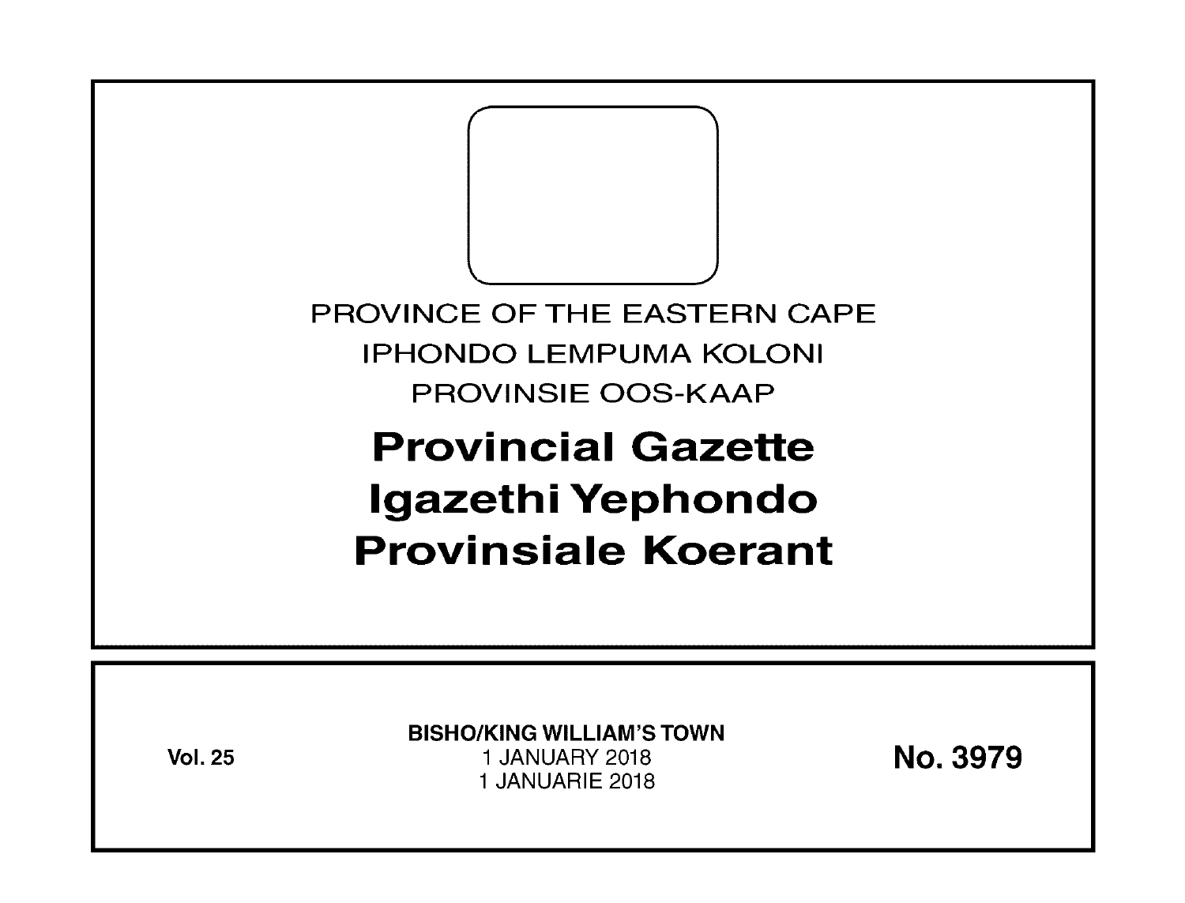PROVINCE OF THE EASTERN CAPE

IPHONDO LEMPUMA KOLONI

PROVINSIE OOS-KAAP

# Provincial Gazette
# Igazethi Yephondo
# Provinsiale Koerant

**Vol. 25**

**BISHO/KING WILLIAM'S TOWN**

1 JANUARY 2018

1 JANUARIE 2018

**No. 3979**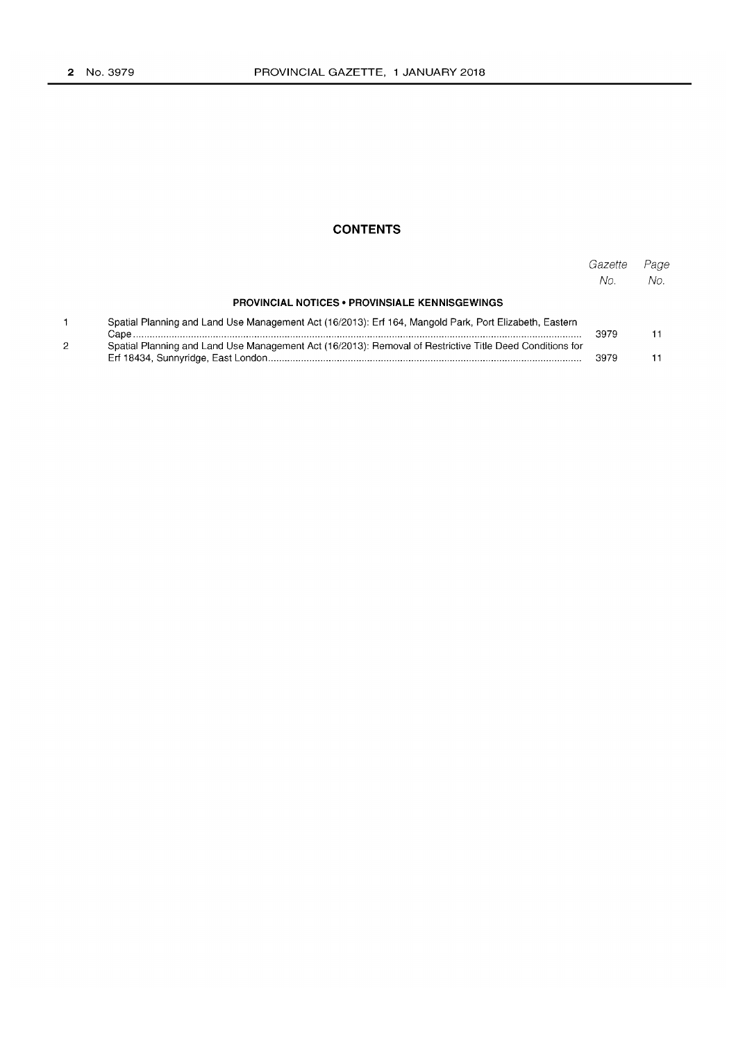# CONTENTS

| | | Gazette No. | Page No. |
|---|---|---|---|
| | **PROVINCIAL NOTICES • PROVINSIALE KENNISGEWINGS** | | |
| 1 | Spatial Planning and Land Use Management Act (16/2013): Erf 164, Mangold Park, Port Elizabeth, Eastern Cape | 3979 | 11 |
| 2 | Spatial Planning and Land Use Management Act (16/2013): Removal of Restrictive Title Deed Conditions for Erf 18434, Sunnyridge, East London | 3979 | 11 |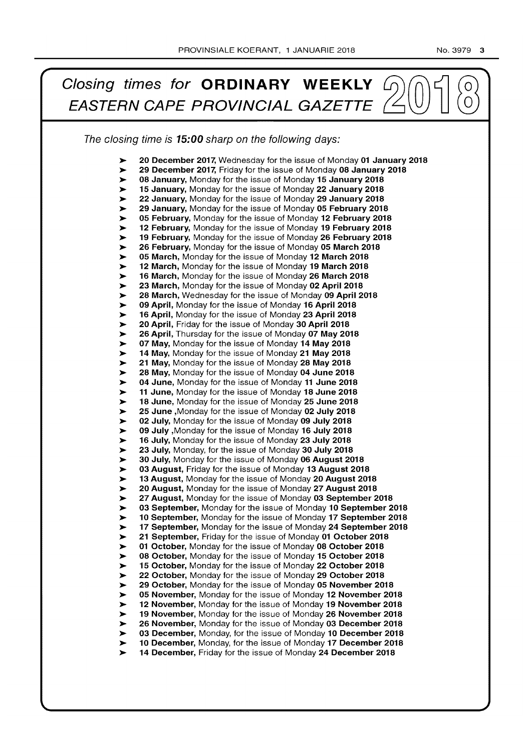# *Closing times for* **ORDINARY WEEKLY** *EASTERN CAPE PROVINCIAL GAZETTE* 2018

*The closing time is* ***15:00*** *sharp on the following days:*

- **20 December 2017,** Wednesday for the issue of Monday **01 January 2018**
- **29 December 2017,** Friday for the issue of Monday **08 January 2018**
- **08 January,** Monday for the issue of Monday **15 January 2018**
- **15 January,** Monday for the issue of Monday **22 January 2018**
- **22 January,** Monday for the issue of Monday **29 January 2018**
- **29 January,** Monday for the issue of Monday **05 February 2018**
- **05 February,** Monday for the issue of Monday **12 February 2018**
- **12 February,** Monday for the issue of Monday **19 February 2018**
- **19 February,** Monday for the issue of Monday **26 February 2018**
- **26 February,** Monday for the issue of Monday **05 March 2018**
- **05 March,** Monday for the issue of Monday **12 March 2018**
- **12 March,** Monday for the issue of Monday **19 March 2018**
- **16 March,** Monday for the issue of Monday **26 March 2018**
- **23 March,** Monday for the issue of Monday **02 April 2018**
- **28 March,** Wednesday for the issue of Monday **09 April 2018**
- **09 April,** Monday for the issue of Monday **16 April 2018**
- **16 April,** Monday for the issue of Monday **23 April 2018**
- **20 April,** Friday for the issue of Monday **30 April 2018**
- **26 April,** Thursday for the issue of Monday **07 May 2018**
- **07 May,** Monday for the issue of Monday **14 May 2018**
- **14 May,** Monday for the issue of Monday **21 May 2018**
- **21 May,** Monday for the issue of Monday **28 May 2018**
- **28 May,** Monday for the issue of Monday **04 June 2018**
- **04 June,** Monday for the issue of Monday **11 June 2018**
- **11 June,** Monday for the issue of Monday **18 June 2018**
- **18 June,** Monday for the issue of Monday **25 June 2018**
- **25 June ,**Monday for the issue of Monday **02 July 2018**
- **02 July,** Monday for the issue of Monday **09 July 2018**
- **09 July ,**Monday for the issue of Monday **16 July 2018**
- **16 July,** Monday for the issue of Monday **23 July 2018**
- **23 July,** Monday, for the issue of Monday **30 July 2018**
- **30 July,** Monday for the issue of Monday **06 August 2018**
- **03 August,** Friday for the issue of Monday **13 August 2018**
- **13 August,** Monday for the issue of Monday **20 August 2018**
- **20 August,** Monday for the issue of Monday **27 August 2018**
- **27 August,** Monday for the issue of Monday **03 September 2018**
- **03 September,** Monday for the issue of Monday **10 September 2018**
- **10 September,** Monday for the issue of Monday **17 September 2018**
- **17 September,** Monday for the issue of Monday **24 September 2018**
- **21 September,** Friday for the issue of Monday **01 October 2018**
- **01 October,** Monday for the issue of Monday **08 October 2018**
- **08 October,** Monday for the issue of Monday **15 October 2018**
- **15 October,** Monday for the issue of Monday **22 October 2018**
- **22 October,** Monday for the issue of Monday **29 October 2018**
- **29 October,** Monday for the issue of Monday **05 November 2018**
- **05 November,** Monday for the issue of Monday **12 November 2018**
- **12 November,** Monday for the issue of Monday **19 November 2018**
- **19 November,** Monday for the issue of Monday **26 November 2018**
- **26 November,** Monday for the issue of Monday **03 December 2018**
- **03 December,** Monday, for the issue of Monday **10 December 2018**
- **10 December,** Monday, for the issue of Monday **17 December 2018**
- **14 December,** Friday for the issue of Monday **24 December 2018**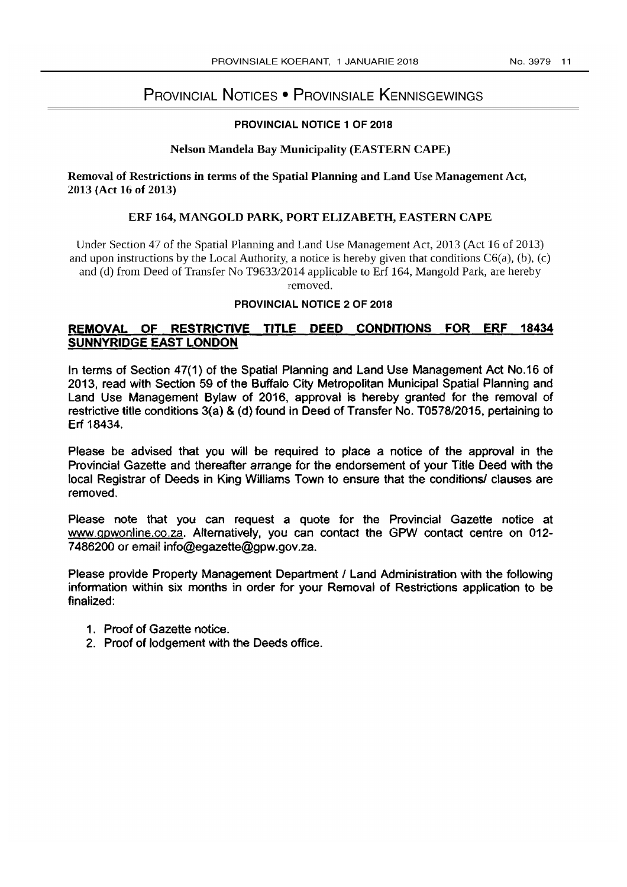# Provincial Notices • Provinsiale Kennisgewings

## PROVINCIAL NOTICE 1 OF 2018

**Nelson Mandela Bay Municipality (EASTERN CAPE)**

**Removal of Restrictions in terms of the Spatial Planning and Land Use Management Act, 2013 (Act 16 of 2013)**

**ERF 164, MANGOLD PARK, PORT ELIZABETH, EASTERN CAPE**

Under Section 47 of the Spatial Planning and Land Use Management Act, 2013 (Act 16 of 2013) and upon instructions by the Local Authority, a notice is hereby given that conditions C6(a), (b), (c) and (d) from Deed of Transfer No T9633/2014 applicable to Erf 164, Mangold Park, are hereby removed.

## PROVINCIAL NOTICE 2 OF 2018

**REMOVAL OF RESTRICTIVE TITLE DEED CONDITIONS FOR ERF 18434 SUNNYRIDGE EAST LONDON**

In terms of Section 47(1) of the Spatial Planning and Land Use Management Act No.16 of 2013, read with Section 59 of the Buffalo City Metropolitan Municipal Spatial Planning and Land Use Management Bylaw of 2016, approval is hereby granted for the removal of restrictive title conditions 3(a) & (d) found in Deed of Transfer No. T0578/2015, pertaining to Erf 18434.

Please be advised that you will be required to place a notice of the approval in the Provincial Gazette and thereafter arrange for the endorsement of your Title Deed with the local Registrar of Deeds in King Williams Town to ensure that the conditions/ clauses are removed.

Please note that you can request a quote for the Provincial Gazette notice at www.gpwonline.co.za. Alternatively, you can contact the GPW contact centre on 012-7486200 or email info@egazette@gpw.gov.za.

Please provide Property Management Department / Land Administration with the following information within six months in order for your Removal of Restrictions application to be finalized:

1. Proof of Gazette notice.
2. Proof of lodgement with the Deeds office.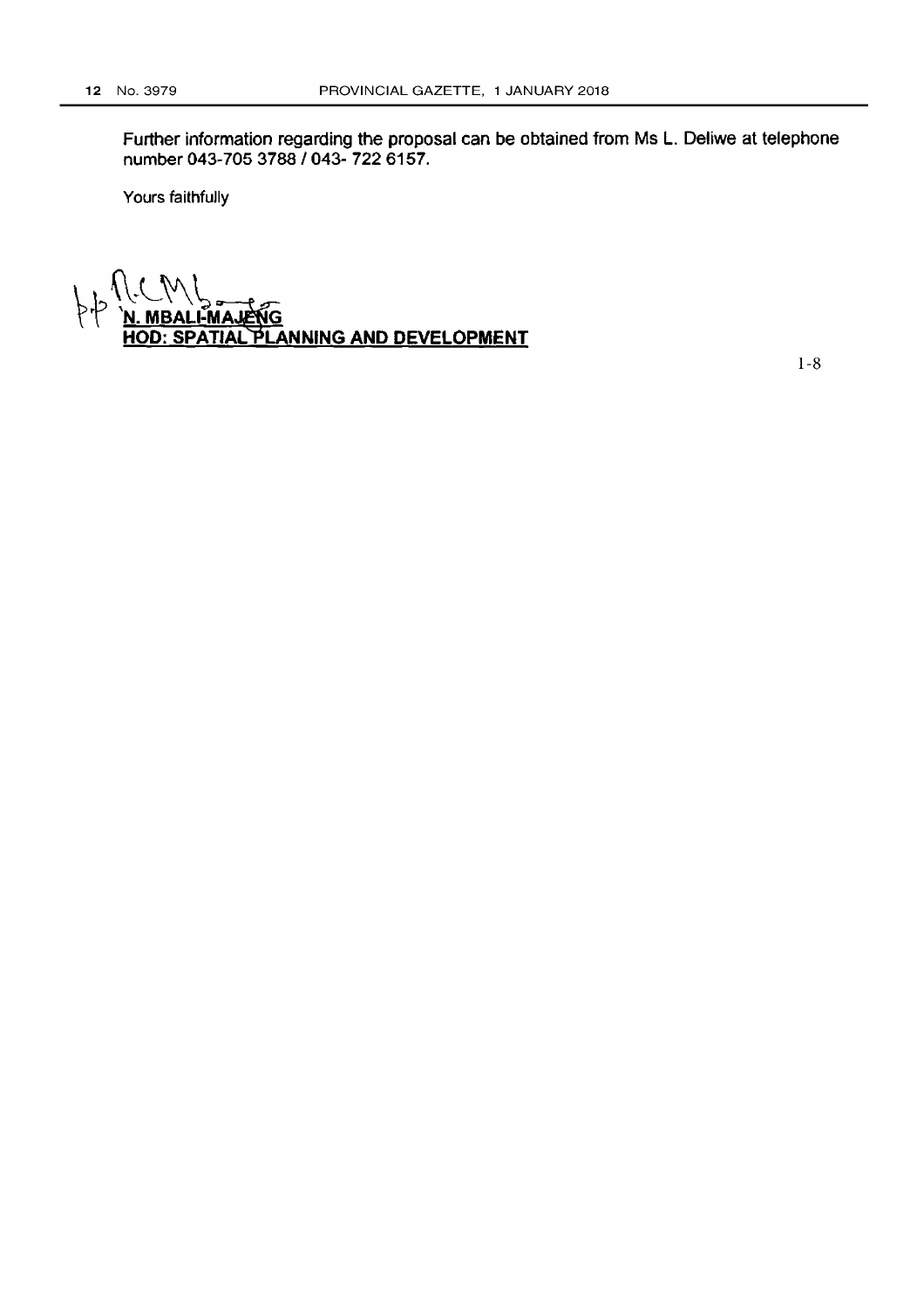Further information regarding the proposal can be obtained from Ms L. Deliwe at telephone number 043-705 3788 / 043- 722 6157.

Yours faithfully

**N. MBALI-MAJENG**
**HOD: SPATIAL PLANNING AND DEVELOPMENT**

1-8